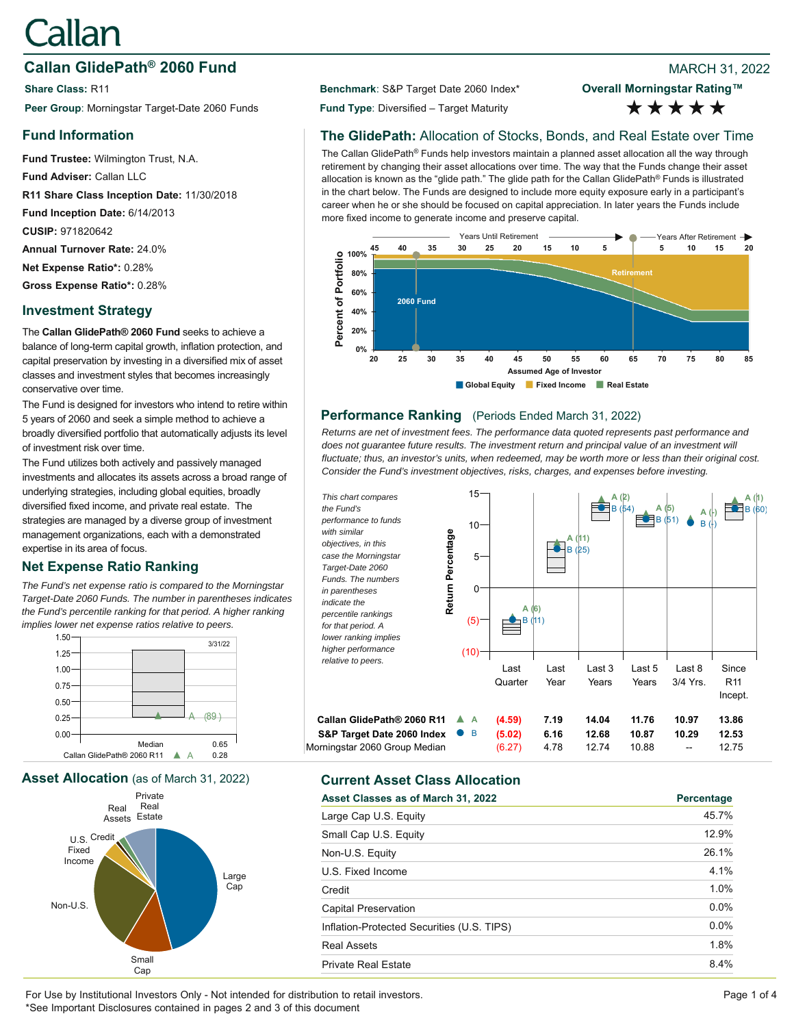# Callan

## Callan GlidePath® 2060 Fund

MARCH 31, 2022

**Share Class:** R11

**Peer Group**: Morningstar Target-Date 2060 Funds

**Benchmark**: S&P Target Date 2060 Index*

**Fund Type**: Diversified – Target Maturity

**Overall Morningstar Rating™**
★★★★★

## Fund Information

**Fund Trustee:** Wilmington Trust, N.A.

**Fund Adviser:** Callan LLC

**R11 Share Class Inception Date:** 11/30/2018

**Fund Inception Date:** 6/14/2013

**CUSIP:** 971820642

**Annual Turnover Rate:** 24.0%

**Net Expense Ratio*:** 0.28%

**Gross Expense Ratio*:** 0.28%

## Investment Strategy

The **Callan GlidePath® 2060 Fund** seeks to achieve a balance of long-term capital growth, inflation protection, and capital preservation by investing in a diversified mix of asset classes and investment styles that becomes increasingly conservative over time.

The Fund is designed for investors who intend to retire within 5 years of 2060 and seek a simple method to achieve a broadly diversified portfolio that automatically adjusts its level of investment risk over time.

The Fund utilizes both actively and passively managed investments and allocates its assets across a broad range of underlying strategies, including global equities, broadly diversified fixed income, and private real estate. The strategies are managed by a diverse group of investment management organizations, each with a demonstrated expertise in its area of focus.

## Net Expense Ratio Ranking

*The Fund's net expense ratio is compared to the Morningstar Target-Date 2060 Funds. The number in parentheses indicates the Fund's percentile ranking for that period. A higher ranking implies lower net expense ratios relative to peers.*

| | 3/31/22 |
|---|---|
| Median | 0.65 |
| Callan GlidePath® 2060 R11 ▲ A | 0.28 (89) |

## The GlidePath: Allocation of Stocks, Bonds, and Real Estate over Time

The Callan GlidePath® Funds help investors maintain a planned asset allocation all the way through retirement by changing their asset allocations over time. The way that the Funds change their asset allocation is known as the "glide path." The glide path for the Callan GlidePath® Funds is illustrated in the chart below. The Funds are designed to include more equity exposure early in a participant's career when he or she should be focused on capital appreciation. In later years the Funds include more fixed income to generate income and preserve capital.

## Performance Ranking (Periods Ended March 31, 2022)

*Returns are net of investment fees. The performance data quoted represents past performance and does not guarantee future results. The investment return and principal value of an investment will fluctuate; thus, an investor's units, when redeemed, may be worth more or less than their original cost. Consider the Fund's investment objectives, risks, charges, and expenses before investing.*

*This chart compares the Fund's performance to funds with similar objectives, in this case the Morningstar Target-Date 2060 Funds. The numbers in parentheses indicate the percentile rankings for that period. A lower ranking implies higher performance relative to peers.*

| | | Last Quarter | Last Year | Last 3 Years | Last 5 Years | Last 8 3/4 Yrs. | Since R11 Incept. |
|---|---|---|---|---|---|---|---|
| **Callan GlidePath® 2060 R11** | ▲ A | **(4.59)** (6) | **7.19** (11) | **14.04** (2) | **11.76** (5) | **10.97** (-) | **13.86** (1) |
| **S&P Target Date 2060 Index** | ● B | **(5.02)** (11) | **6.16** (25) | **12.68** (54) | **10.87** (51) | **10.29** (-) | **12.53** (60) |
| Morningstar 2060 Group Median | | (6.27) | 4.78 | 12.74 | 10.88 | -- | 12.75 |

## Asset Allocation (as of March 31, 2022)

## Current Asset Class Allocation

| Asset Classes as of March 31, 2022 | Percentage |
|---|---|
| Large Cap U.S. Equity | 45.7% |
| Small Cap U.S. Equity | 12.9% |
| Non-U.S. Equity | 26.1% |
| U.S. Fixed Income | 4.1% |
| Credit | 1.0% |
| Capital Preservation | 0.0% |
| Inflation-Protected Securities (U.S. TIPS) | 0.0% |
| Real Assets | 1.8% |
| Private Real Estate | 8.4% |

For Use by Institutional Investors Only - Not intended for distribution to retail investors.
*See Important Disclosures contained in pages 2 and 3 of this document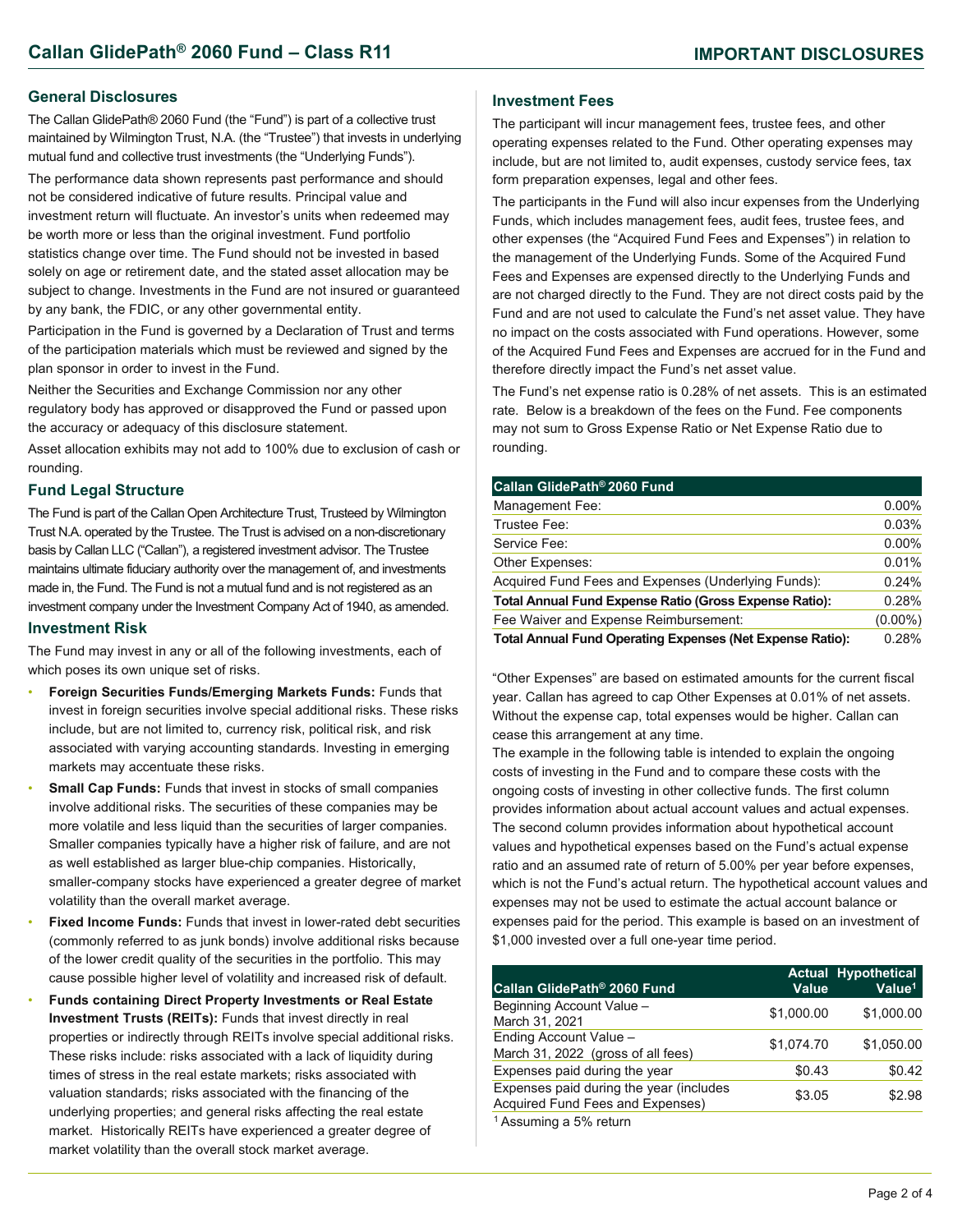# Callan GlidePath® 2060 Fund – Class R11

## IMPORTANT DISCLOSURES

### General Disclosures

The Callan GlidePath® 2060 Fund (the "Fund") is part of a collective trust maintained by Wilmington Trust, N.A. (the "Trustee") that invests in underlying mutual fund and collective trust investments (the "Underlying Funds").

The performance data shown represents past performance and should not be considered indicative of future results. Principal value and investment return will fluctuate. An investor's units when redeemed may be worth more or less than the original investment. Fund portfolio statistics change over time. The Fund should not be invested in based solely on age or retirement date, and the stated asset allocation may be subject to change. Investments in the Fund are not insured or guaranteed by any bank, the FDIC, or any other governmental entity.

Participation in the Fund is governed by a Declaration of Trust and terms of the participation materials which must be reviewed and signed by the plan sponsor in order to invest in the Fund.

Neither the Securities and Exchange Commission nor any other regulatory body has approved or disapproved the Fund or passed upon the accuracy or adequacy of this disclosure statement.

Asset allocation exhibits may not add to 100% due to exclusion of cash or rounding.

### Fund Legal Structure

The Fund is part of the Callan Open Architecture Trust, Trusteed by Wilmington Trust N.A. operated by the Trustee. The Trust is advised on a non-discretionary basis by Callan LLC ("Callan"), a registered investment advisor. The Trustee maintains ultimate fiduciary authority over the management of, and investments made in, the Fund. The Fund is not a mutual fund and is not registered as an investment company under the Investment Company Act of 1940, as amended.

### Investment Risk

The Fund may invest in any or all of the following investments, each of which poses its own unique set of risks.

- **Foreign Securities Funds/Emerging Markets Funds:** Funds that invest in foreign securities involve special additional risks. These risks include, but are not limited to, currency risk, political risk, and risk associated with varying accounting standards. Investing in emerging markets may accentuate these risks.
- **Small Cap Funds:** Funds that invest in stocks of small companies involve additional risks. The securities of these companies may be more volatile and less liquid than the securities of larger companies. Smaller companies typically have a higher risk of failure, and are not as well established as larger blue-chip companies. Historically, smaller-company stocks have experienced a greater degree of market volatility than the overall market average.
- **Fixed Income Funds:** Funds that invest in lower-rated debt securities (commonly referred to as junk bonds) involve additional risks because of the lower credit quality of the securities in the portfolio. This may cause possible higher level of volatility and increased risk of default.
- **Funds containing Direct Property Investments or Real Estate Investment Trusts (REITs):** Funds that invest directly in real properties or indirectly through REITs involve special additional risks. These risks include: risks associated with a lack of liquidity during times of stress in the real estate markets; risks associated with valuation standards; risks associated with the financing of the underlying properties; and general risks affecting the real estate market. Historically REITs have experienced a greater degree of market volatility than the overall stock market average.

### Investment Fees

The participant will incur management fees, trustee fees, and other operating expenses related to the Fund. Other operating expenses may include, but are not limited to, audit expenses, custody service fees, tax form preparation expenses, legal and other fees.

The participants in the Fund will also incur expenses from the Underlying Funds, which includes management fees, audit fees, trustee fees, and other expenses (the "Acquired Fund Fees and Expenses") in relation to the management of the Underlying Funds. Some of the Acquired Fund Fees and Expenses are expensed directly to the Underlying Funds and are not charged directly to the Fund. They are not direct costs paid by the Fund and are not used to calculate the Fund's net asset value. They have no impact on the costs associated with Fund operations. However, some of the Acquired Fund Fees and Expenses are accrued for in the Fund and therefore directly impact the Fund's net asset value.

The Fund's net expense ratio is 0.28% of net assets. This is an estimated rate. Below is a breakdown of the fees on the Fund. Fee components may not sum to Gross Expense Ratio or Net Expense Ratio due to rounding.

| Callan GlidePath® 2060 Fund | |
|---|---|
| Management Fee: | 0.00% |
| Trustee Fee: | 0.03% |
| Service Fee: | 0.00% |
| Other Expenses: | 0.01% |
| Acquired Fund Fees and Expenses (Underlying Funds): | 0.24% |
| **Total Annual Fund Expense Ratio (Gross Expense Ratio):** | 0.28% |
| Fee Waiver and Expense Reimbursement: | (0.00%) |
| **Total Annual Fund Operating Expenses (Net Expense Ratio):** | 0.28% |

"Other Expenses" are based on estimated amounts for the current fiscal year. Callan has agreed to cap Other Expenses at 0.01% of net assets. Without the expense cap, total expenses would be higher. Callan can cease this arrangement at any time.

The example in the following table is intended to explain the ongoing costs of investing in the Fund and to compare these costs with the ongoing costs of investing in other collective funds. The first column provides information about actual account values and actual expenses. The second column provides information about hypothetical account values and hypothetical expenses based on the Fund's actual expense ratio and an assumed rate of return of 5.00% per year before expenses, which is not the Fund's actual return. The hypothetical account values and expenses may not be used to estimate the actual account balance or expenses paid for the period. This example is based on an investment of $1,000 invested over a full one-year time period.

| Callan GlidePath® 2060 Fund | Actual Value | Hypothetical Value[1] |
|---|---|---|
| Beginning Account Value – March 31, 2021 | $1,000.00 | $1,000.00 |
| Ending Account Value – March 31, 2022 (gross of all fees) | $1,074.70 | $1,050.00 |
| Expenses paid during the year | $0.43 | $0.42 |
| Expenses paid during the year (includes Acquired Fund Fees and Expenses) | $3.05 | $2.98 |

[1] Assuming a 5% return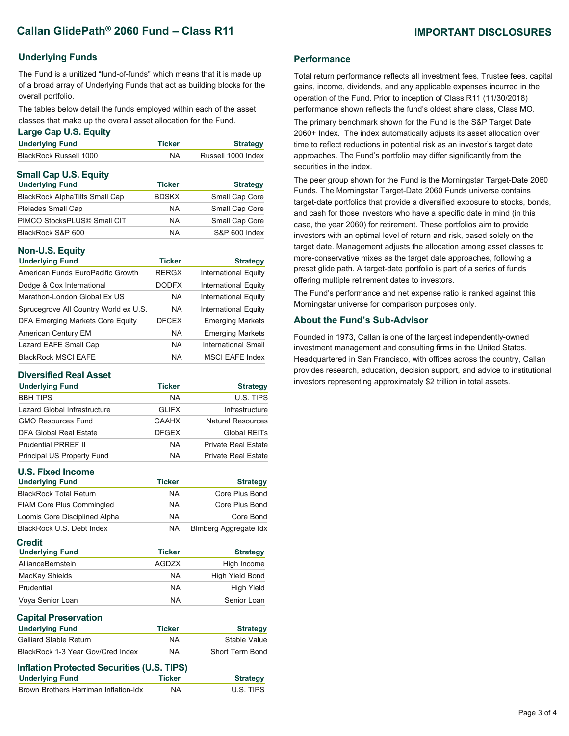# Callan GlidePath® 2060 Fund – Class R11

## IMPORTANT DISCLOSURES

### Underlying Funds

The Fund is a unitized "fund-of-funds" which means that it is made up of a broad array of Underlying Funds that act as building blocks for the overall portfolio.

The tables below detail the funds employed within each of the asset classes that make up the overall asset allocation for the Fund.

#### Large Cap U.S. Equity

| Underlying Fund | Ticker | Strategy |
|---|---|---|
| BlackRock Russell 1000 | NA | Russell 1000 Index |

#### Small Cap U.S. Equity

| Underlying Fund | Ticker | Strategy |
|---|---|---|
| BlackRock AlphaTilts Small Cap | BDSKX | Small Cap Core |
| Pleiades Small Cap | NA | Small Cap Core |
| PIMCO StocksPLUS© Small CIT | NA | Small Cap Core |
| BlackRock S&P 600 | NA | S&P 600 Index |

#### Non-U.S. Equity

| Underlying Fund | Ticker | Strategy |
|---|---|---|
| American Funds EuroPacific Growth | RERGX | International Equity |
| Dodge & Cox International | DODFX | International Equity |
| Marathon-London Global Ex US | NA | International Equity |
| Sprucegrove All Country World ex U.S. | NA | International Equity |
| DFA Emerging Markets Core Equity | DFCEX | Emerging Markets |
| American Century EM | NA | Emerging Markets |
| Lazard EAFE Small Cap | NA | International Small |
| BlackRock MSCI EAFE | NA | MSCI EAFE Index |

#### Diversified Real Asset

| Underlying Fund | Ticker | Strategy |
|---|---|---|
| BBH TIPS | NA | U.S. TIPS |
| Lazard Global Infrastructure | GLIFX | Infrastructure |
| GMO Resources Fund | GAAHX | Natural Resources |
| DFA Global Real Estate | DFGEX | Global REITs |
| Prudential PRREF II | NA | Private Real Estate |
| Principal US Property Fund | NA | Private Real Estate |

#### U.S. Fixed Income

| Underlying Fund | Ticker | Strategy |
|---|---|---|
| BlackRock Total Return | NA | Core Plus Bond |
| FIAM Core Plus Commingled | NA | Core Plus Bond |
| Loomis Core Disciplined Alpha | NA | Core Bond |
| BlackRock U.S. Debt Index | NA | Blmberg Aggregate Idx |

#### Credit

| Underlying Fund | Ticker | Strategy |
|---|---|---|
| AllianceBernstein | AGDZX | High Income |
| MacKay Shields | NA | High Yield Bond |
| Prudential | NA | High Yield |
| Voya Senior Loan | NA | Senior Loan |

#### Capital Preservation

| Underlying Fund | Ticker | Strategy |
|---|---|---|
| Galliard Stable Return | NA | Stable Value |
| BlackRock 1-3 Year Gov/Cred Index | NA | Short Term Bond |

#### Inflation Protected Securities (U.S. TIPS)

| Underlying Fund | Ticker | Strategy |
|---|---|---|
| Brown Brothers Harriman Inflation-Idx | NA | U.S. TIPS |

### Performance

Total return performance reflects all investment fees, Trustee fees, capital gains, income, dividends, and any applicable expenses incurred in the operation of the Fund. Prior to inception of Class R11 (11/30/2018) performance shown reflects the fund's oldest share class, Class MO.

The primary benchmark shown for the Fund is the S&P Target Date 2060+ Index. The index automatically adjusts its asset allocation over time to reflect reductions in potential risk as an investor's target date approaches. The Fund's portfolio may differ significantly from the securities in the index.

The peer group shown for the Fund is the Morningstar Target-Date 2060 Funds. The Morningstar Target-Date 2060 Funds universe contains target-date portfolios that provide a diversified exposure to stocks, bonds, and cash for those investors who have a specific date in mind (in this case, the year 2060) for retirement. These portfolios aim to provide investors with an optimal level of return and risk, based solely on the target date. Management adjusts the allocation among asset classes to more-conservative mixes as the target date approaches, following a preset glide path. A target-date portfolio is part of a series of funds offering multiple retirement dates to investors.

The Fund's performance and net expense ratio is ranked against this Morningstar universe for comparison purposes only.

### About the Fund's Sub-Advisor

Founded in 1973, Callan is one of the largest independently-owned investment management and consulting firms in the United States. Headquartered in San Francisco, with offices across the country, Callan provides research, education, decision support, and advice to institutional investors representing approximately $2 trillion in total assets.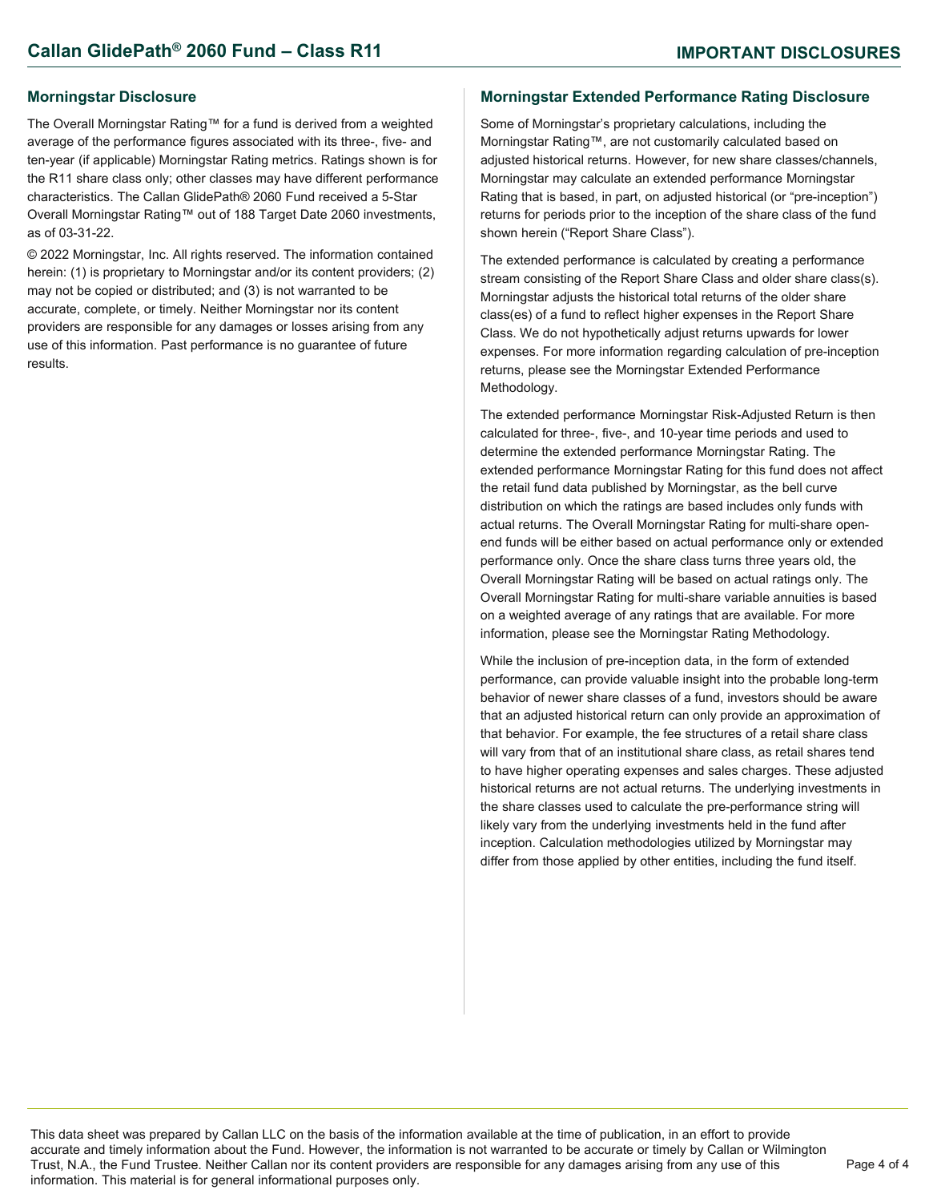## Morningstar Disclosure

The Overall Morningstar Rating™ for a fund is derived from a weighted average of the performance figures associated with its three-, five- and ten-year (if applicable) Morningstar Rating metrics. Ratings shown is for the R11 share class only; other classes may have different performance characteristics. The Callan GlidePath® 2060 Fund received a 5-Star Overall Morningstar Rating™ out of 188 Target Date 2060 investments, as of 03-31-22.

© 2022 Morningstar, Inc. All rights reserved. The information contained herein: (1) is proprietary to Morningstar and/or its content providers; (2) may not be copied or distributed; and (3) is not warranted to be accurate, complete, or timely. Neither Morningstar nor its content providers are responsible for any damages or losses arising from any use of this information. Past performance is no guarantee of future results.

## Morningstar Extended Performance Rating Disclosure

Some of Morningstar's proprietary calculations, including the Morningstar Rating™, are not customarily calculated based on adjusted historical returns. However, for new share classes/channels, Morningstar may calculate an extended performance Morningstar Rating that is based, in part, on adjusted historical (or "pre-inception") returns for periods prior to the inception of the share class of the fund shown herein ("Report Share Class").

The extended performance is calculated by creating a performance stream consisting of the Report Share Class and older share class(s). Morningstar adjusts the historical total returns of the older share class(es) of a fund to reflect higher expenses in the Report Share Class. We do not hypothetically adjust returns upwards for lower expenses. For more information regarding calculation of pre-inception returns, please see the Morningstar Extended Performance Methodology.

The extended performance Morningstar Risk-Adjusted Return is then calculated for three-, five-, and 10-year time periods and used to determine the extended performance Morningstar Rating. The extended performance Morningstar Rating for this fund does not affect the retail fund data published by Morningstar, as the bell curve distribution on which the ratings are based includes only funds with actual returns. The Overall Morningstar Rating for multi-share open-end funds will be either based on actual performance only or extended performance only. Once the share class turns three years old, the Overall Morningstar Rating will be based on actual ratings only. The Overall Morningstar Rating for multi-share variable annuities is based on a weighted average of any ratings that are available. For more information, please see the Morningstar Rating Methodology.

While the inclusion of pre-inception data, in the form of extended performance, can provide valuable insight into the probable long-term behavior of newer share classes of a fund, investors should be aware that an adjusted historical return can only provide an approximation of that behavior. For example, the fee structures of a retail share class will vary from that of an institutional share class, as retail shares tend to have higher operating expenses and sales charges. These adjusted historical returns are not actual returns. The underlying investments in the share classes used to calculate the pre-performance string will likely vary from the underlying investments held in the fund after inception. Calculation methodologies utilized by Morningstar may differ from those applied by other entities, including the fund itself.

This data sheet was prepared by Callan LLC on the basis of the information available at the time of publication, in an effort to provide accurate and timely information about the Fund. However, the information is not warranted to be accurate or timely by Callan or Wilmington Trust, N.A., the Fund Trustee. Neither Callan nor its content providers are responsible for any damages arising from any use of this information. This material is for general informational purposes only.